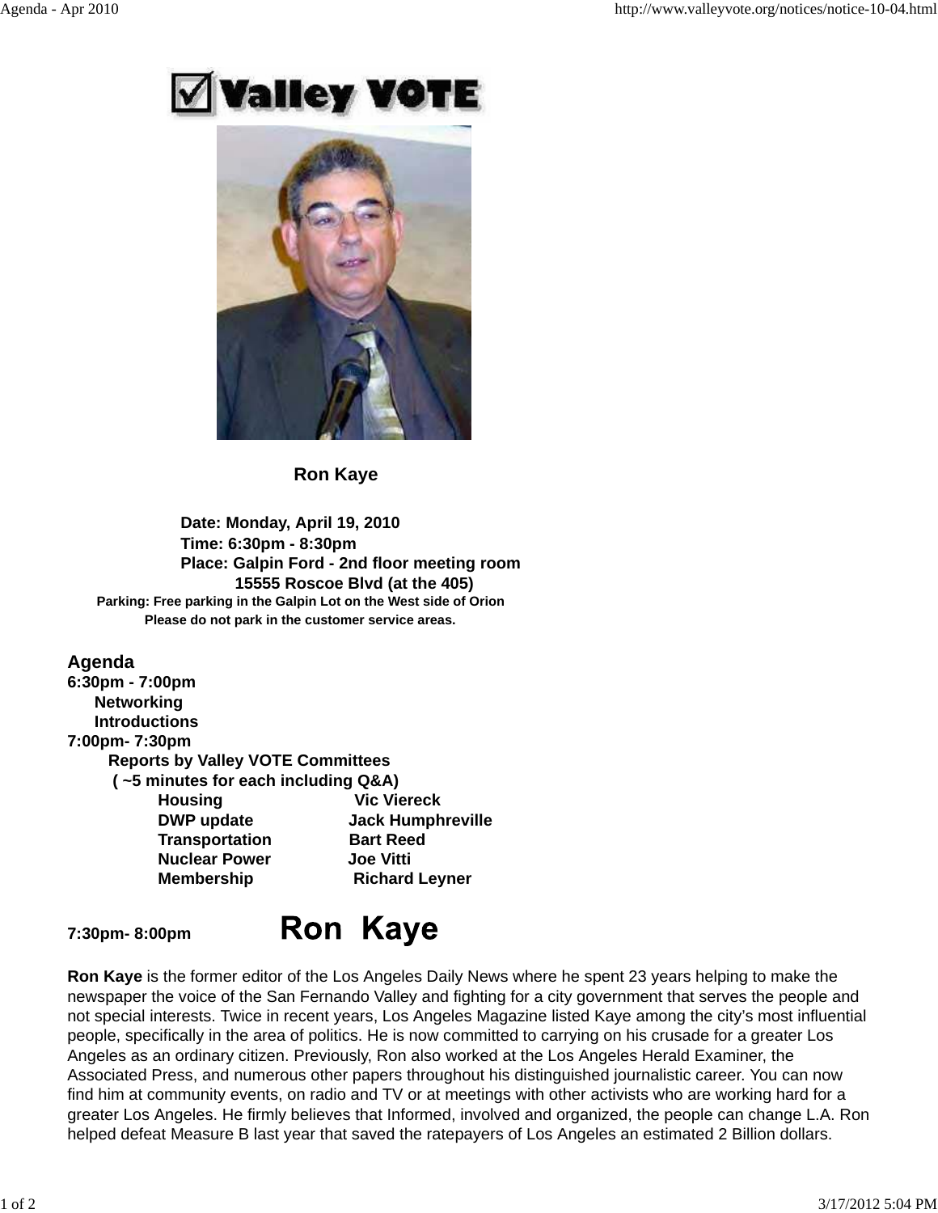# Valley VOTE

**Ron Kaye**

**Date: Monday, April 19, 2010**
**Time: 6:30pm - 8:30pm**
**Place: Galpin Ford - 2nd floor meeting room**
**15555 Roscoe Blvd (at the 405)**

**Parking: Free parking in the Galpin Lot on the West side of Orion**
**Please do not park in the customer service areas.**

## Agenda

**6:30pm - 7:00pm**

- **Networking**
- **Introductions**

**7:00pm- 7:30pm**

**Reports by Valley VOTE Committees**
**( ~5 minutes for each including Q&A)**

| | |
|---|---|
| **Housing** | **Vic Viereck** |
| **DWP update** | **Jack Humphreville** |
| **Transportation** | **Bart Reed** |
| **Nuclear Power** | **Joe Vitti** |
| **Membership** | **Richard Leyner** |

**7:30pm- 8:00pm** **Ron Kaye**

**Ron Kaye** is the former editor of the Los Angeles Daily News where he spent 23 years helping to make the newspaper the voice of the San Fernando Valley and fighting for a city government that serves the people and not special interests. Twice in recent years, Los Angeles Magazine listed Kaye among the city's most influential people, specifically in the area of politics. He is now committed to carrying on his crusade for a greater Los Angeles as an ordinary citizen. Previously, Ron also worked at the Los Angeles Herald Examiner, the Associated Press, and numerous other papers throughout his distinguished journalistic career. You can now find him at community events, on radio and TV or at meetings with other activists who are working hard for a greater Los Angeles. He firmly believes that Informed, involved and organized, the people can change L.A. Ron helped defeat Measure B last year that saved the ratepayers of Los Angeles an estimated 2 Billion dollars.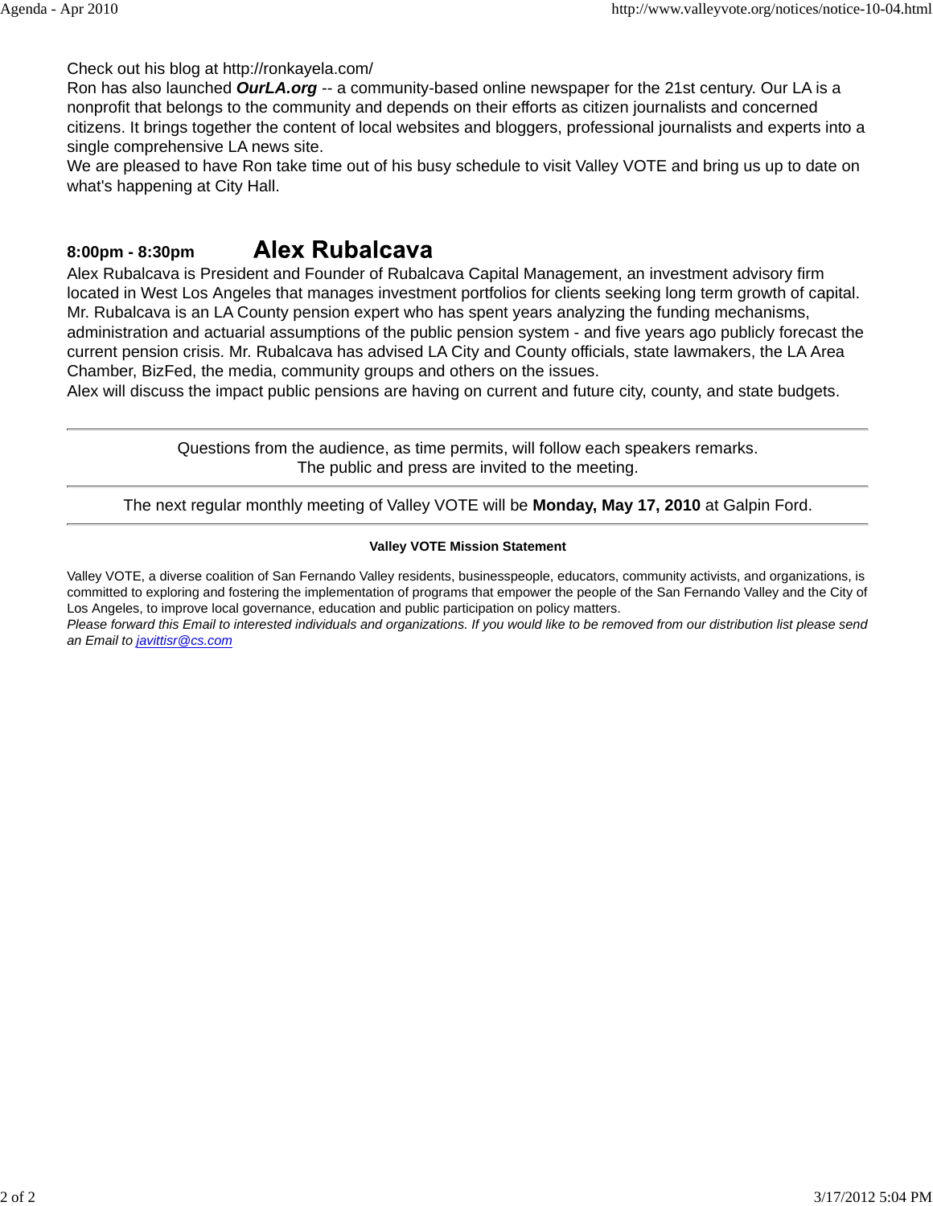Check out his blog at http://ronkayela.com/
Ron has also launched ***OurLA.org*** -- a community-based online newspaper for the 21st century. Our LA is a nonprofit that belongs to the community and depends on their efforts as citizen journalists and concerned citizens. It brings together the content of local websites and bloggers, professional journalists and experts into a single comprehensive LA news site.
We are pleased to have Ron take time out of his busy schedule to visit Valley VOTE and bring us up to date on what's happening at City Hall.

## **8:00pm - 8:30pm** Alex Rubalcava

Alex Rubalcava is President and Founder of Rubalcava Capital Management, an investment advisory firm located in West Los Angeles that manages investment portfolios for clients seeking long term growth of capital. Mr. Rubalcava is an LA County pension expert who has spent years analyzing the funding mechanisms, administration and actuarial assumptions of the public pension system - and five years ago publicly forecast the current pension crisis. Mr. Rubalcava has advised LA City and County officials, state lawmakers, the LA Area Chamber, BizFed, the media, community groups and others on the issues.
Alex will discuss the impact public pensions are having on current and future city, county, and state budgets.

---

Questions from the audience, as time permits, will follow each speakers remarks.
The public and press are invited to the meeting.

---

The next regular monthly meeting of Valley VOTE will be **Monday, May 17, 2010** at Galpin Ford.

---

**Valley VOTE Mission Statement**

Valley VOTE, a diverse coalition of San Fernando Valley residents, businesspeople, educators, community activists, and organizations, is committed to exploring and fostering the implementation of programs that empower the people of the San Fernando Valley and the City of Los Angeles, to improve local governance, education and public participation on policy matters.
*Please forward this Email to interested individuals and organizations. If you would like to be removed from our distribution list please send an Email to javittisr@cs.com*